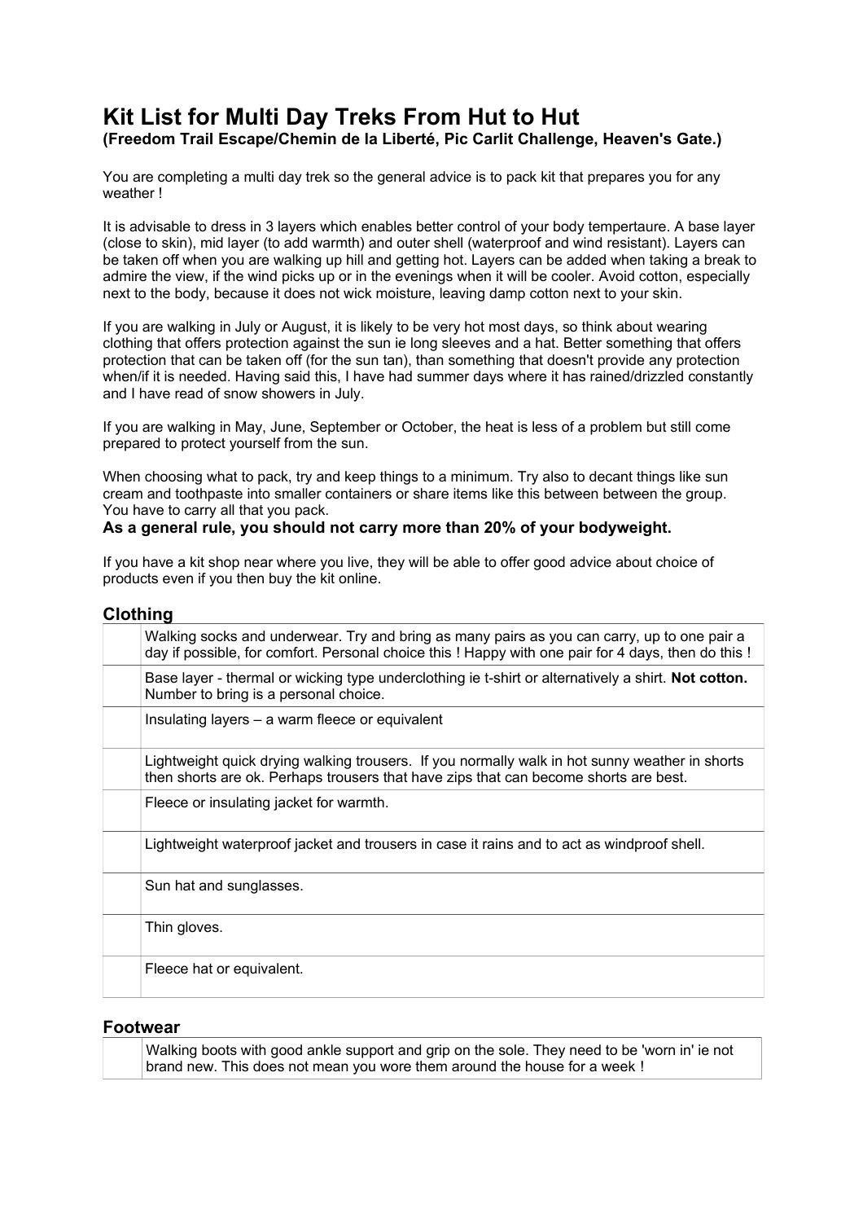# Kit List for Multi Day Treks From Hut to Hut

**(Freedom Trail Escape/Chemin de la Liberté, Pic Carlit Challenge, Heaven's Gate.)**

You are completing a multi day trek so the general advice is to pack kit that prepares you for any weather !

It is advisable to dress in 3 layers which enables better control of your body tempertaure. A base layer (close to skin), mid layer (to add warmth) and outer shell (waterproof and wind resistant). Layers can be taken off when you are walking up hill and getting hot. Layers can be added when taking a break to admire the view, if the wind picks up or in the evenings when it will be cooler. Avoid cotton, especially next to the body, because it does not wick moisture, leaving damp cotton next to your skin.

If you are walking in July or August, it is likely to be very hot most days, so think about wearing clothing that offers protection against the sun ie long sleeves and a hat. Better something that offers protection that can be taken off (for the sun tan), than something that doesn't provide any protection when/if it is needed. Having said this, I have had summer days where it has rained/drizzled constantly and I have read of snow showers in July.

If you are walking in May, June, September or October, the heat is less of a problem but still come prepared to protect yourself from the sun.

When choosing what to pack, try and keep things to a minimum. Try also to decant things like sun cream and toothpaste into smaller containers or share items like this between between the group. You have to carry all that you pack.

**As a general rule, you should not carry more than 20% of your bodyweight.**

If you have a kit shop near where you live, they will be able to offer good advice about choice of products even if you then buy the kit online.

## Clothing

| | |
|---|---|
| | Walking socks and underwear. Try and bring as many pairs as you can carry, up to one pair a day if possible, for comfort. Personal choice this ! Happy with one pair for 4 days, then do this ! |
| | Base layer - thermal or wicking type underclothing ie t-shirt or alternatively a shirt. **Not cotton.** Number to bring is a personal choice. |
| | Insulating layers – a warm fleece or equivalent |
| | Lightweight quick drying walking trousers. If you normally walk in hot sunny weather in shorts then shorts are ok. Perhaps trousers that have zips that can become shorts are best. |
| | Fleece or insulating jacket for warmth. |
| | Lightweight waterproof jacket and trousers in case it rains and to act as windproof shell. |
| | Sun hat and sunglasses. |
| | Thin gloves. |
| | Fleece hat or equivalent. |

## Footwear

| | |
|---|---|
| | Walking boots with good ankle support and grip on the sole. They need to be 'worn in' ie not brand new. This does not mean you wore them around the house for a week ! |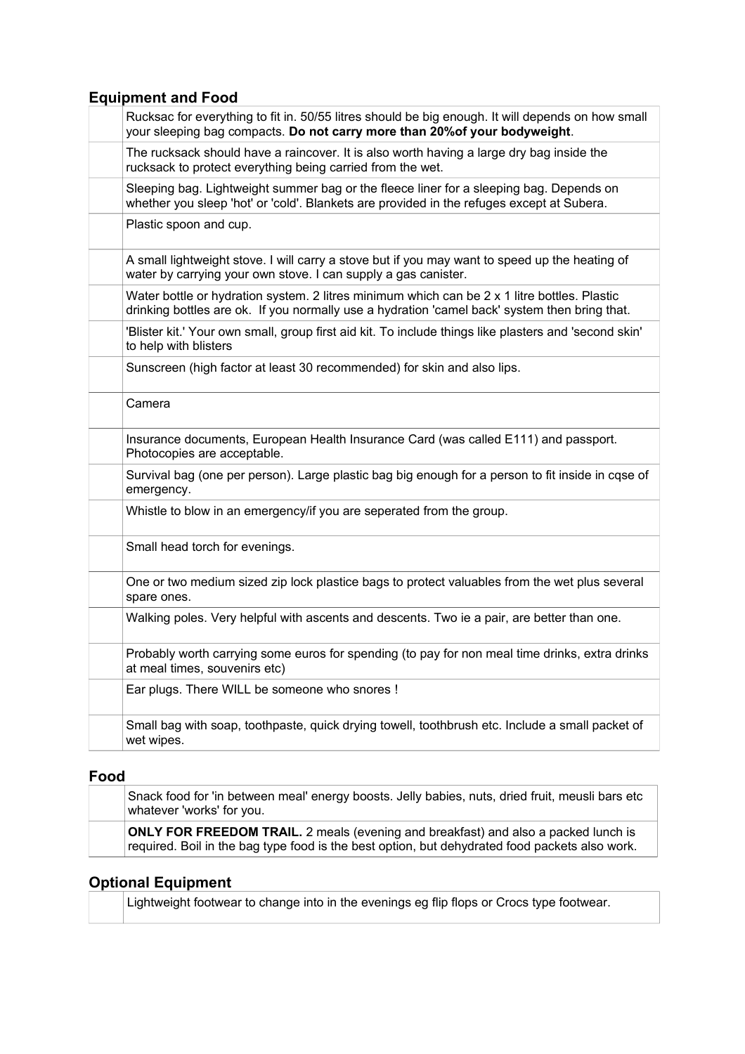## Equipment and Food

| | |
|---|---|
| | Rucksac for everything to fit in. 50/55 litres should be big enough. It will depends on how small your sleeping bag compacts. **Do not carry more than 20%of your bodyweight**. |
| | The rucksack should have a raincover. It is also worth having a large dry bag inside the rucksack to protect everything being carried from the wet. |
| | Sleeping bag. Lightweight summer bag or the fleece liner for a sleeping bag. Depends on whether you sleep 'hot' or 'cold'. Blankets are provided in the refuges except at Subera. |
| | Plastic spoon and cup. |
| | A small lightweight stove. I will carry a stove but if you may want to speed up the heating of water by carrying your own stove. I can supply a gas canister. |
| | Water bottle or hydration system. 2 litres minimum which can be 2 x 1 litre bottles. Plastic drinking bottles are ok. If you normally use a hydration 'camel back' system then bring that. |
| | 'Blister kit.' Your own small, group first aid kit. To include things like plasters and 'second skin' to help with blisters |
| | Sunscreen (high factor at least 30 recommended) for skin and also lips. |
| | Camera |
| | Insurance documents, European Health Insurance Card (was called E111) and passport. Photocopies are acceptable. |
| | Survival bag (one per person). Large plastic bag big enough for a person to fit inside in cqse of emergency. |
| | Whistle to blow in an emergency/if you are seperated from the group. |
| | Small head torch for evenings. |
| | One or two medium sized zip lock plastice bags to protect valuables from the wet plus several spare ones. |
| | Walking poles. Very helpful with ascents and descents. Two ie a pair, are better than one. |
| | Probably worth carrying some euros for spending (to pay for non meal time drinks, extra drinks at meal times, souvenirs etc) |
| | Ear plugs. There WILL be someone who snores ! |
| | Small bag with soap, toothpaste, quick drying towell, toothbrush etc. Include a small packet of wet wipes. |

## Food

| | |
|---|---|
| | Snack food for 'in between meal' energy boosts. Jelly babies, nuts, dried fruit, meusli bars etc whatever 'works' for you. |
| | **ONLY FOR FREEDOM TRAIL.** 2 meals (evening and breakfast) and also a packed lunch is required. Boil in the bag type food is the best option, but dehydrated food packets also work. |

## Optional Equipment

| | |
|---|---|
| | Lightweight footwear to change into in the evenings eg flip flops or Crocs type footwear. |